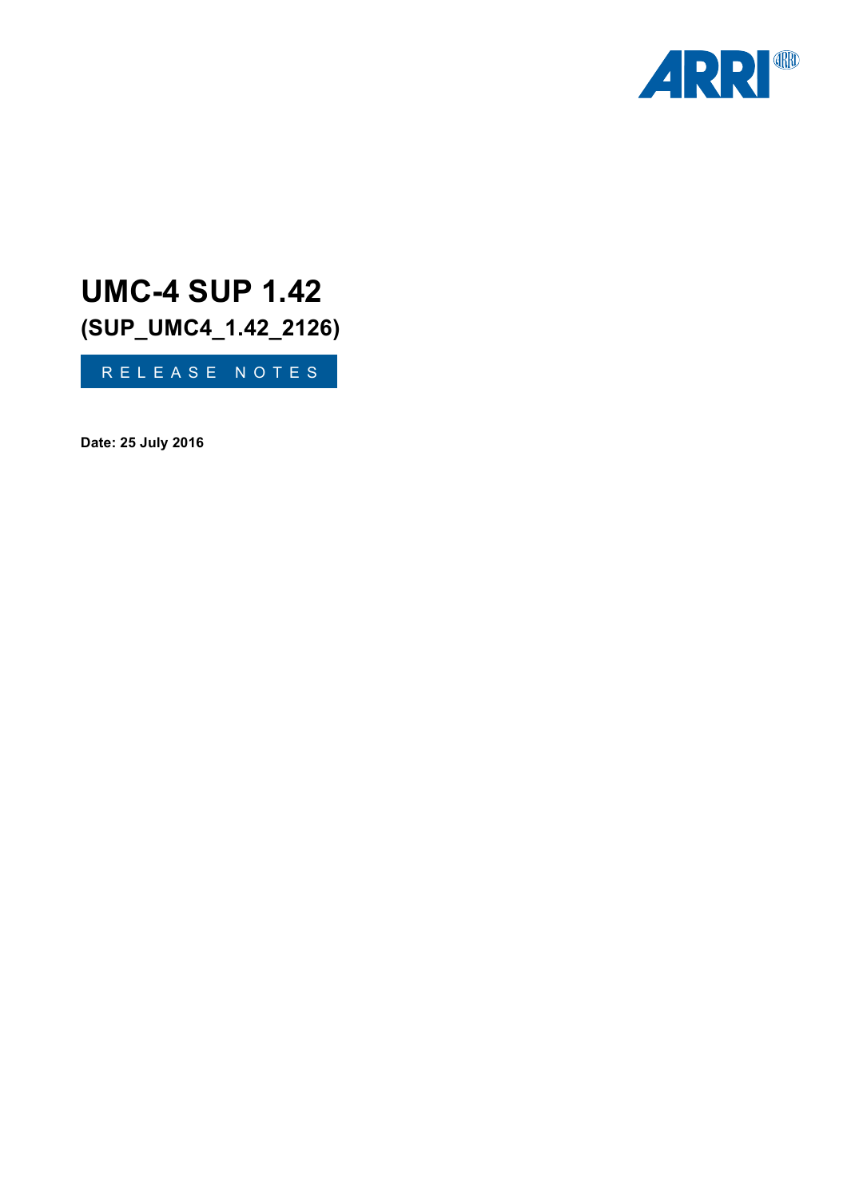# UMC-4 SUP 1.42

## (SUP_UMC4_1.42_2126)

RELEASE NOTES

**Date: 25 July 2016**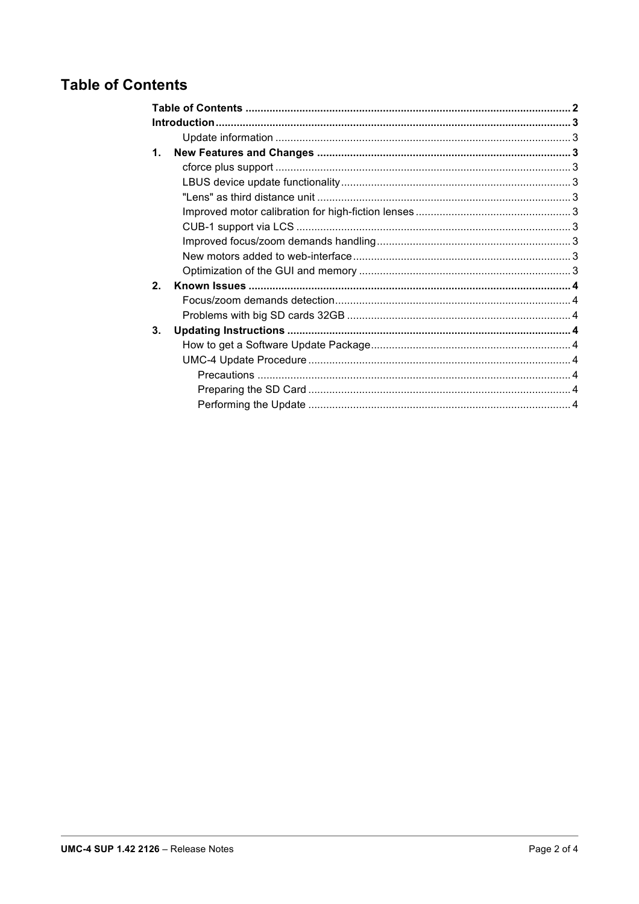# Table of Contents

| | | |
|---|---|---|
| **Table of Contents** | | **2** |
| **Introduction** | | **3** |
| | Update information | 3 |
| **1.** | **New Features and Changes** | **3** |
| | cforce plus support | 3 |
| | LBUS device update functionality | 3 |
| | "Lens" as third distance unit | 3 |
| | Improved motor calibration for high-fiction lenses | 3 |
| | CUB-1 support via LCS | 3 |
| | Improved focus/zoom demands handling | 3 |
| | New motors added to web-interface | 3 |
| | Optimization of the GUI and memory | 3 |
| **2.** | **Known Issues** | **4** |
| | Focus/zoom demands detection | 4 |
| | Problems with big SD cards 32GB | 4 |
| **3.** | **Updating Instructions** | **4** |
| | How to get a Software Update Package | 4 |
| | UMC-4 Update Procedure | 4 |
| | Precautions | 4 |
| | Preparing the SD Card | 4 |
| | Performing the Update | 4 |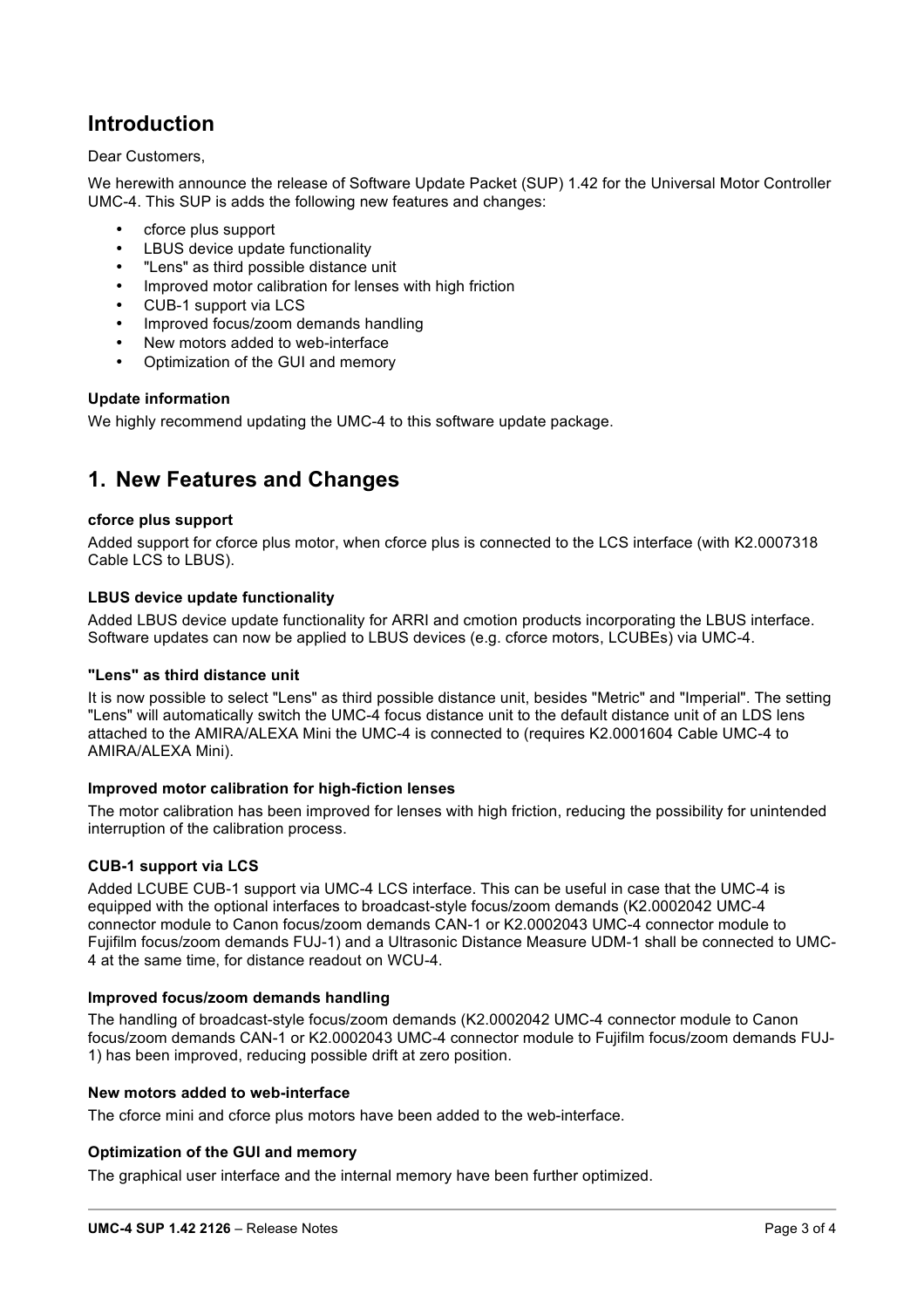## Introduction

Dear Customers,

We herewith announce the release of Software Update Packet (SUP) 1.42 for the Universal Motor Controller UMC-4. This SUP is adds the following new features and changes:

- cforce plus support
- LBUS device update functionality
- "Lens" as third possible distance unit
- Improved motor calibration for lenses with high friction
- CUB-1 support via LCS
- Improved focus/zoom demands handling
- New motors added to web-interface
- Optimization of the GUI and memory

**Update information**

We highly recommend updating the UMC-4 to this software update package.

## 1. New Features and Changes

**cforce plus support**

Added support for cforce plus motor, when cforce plus is connected to the LCS interface (with K2.0007318 Cable LCS to LBUS).

**LBUS device update functionality**

Added LBUS device update functionality for ARRI and cmotion products incorporating the LBUS interface. Software updates can now be applied to LBUS devices (e.g. cforce motors, LCUBEs) via UMC-4.

**"Lens" as third distance unit**

It is now possible to select "Lens" as third possible distance unit, besides "Metric" and "Imperial". The setting "Lens" will automatically switch the UMC-4 focus distance unit to the default distance unit of an LDS lens attached to the AMIRA/ALEXA Mini the UMC-4 is connected to (requires K2.0001604 Cable UMC-4 to AMIRA/ALEXA Mini).

**Improved motor calibration for high-fiction lenses**

The motor calibration has been improved for lenses with high friction, reducing the possibility for unintended interruption of the calibration process.

**CUB-1 support via LCS**

Added LCUBE CUB-1 support via UMC-4 LCS interface. This can be useful in case that the UMC-4 is equipped with the optional interfaces to broadcast-style focus/zoom demands (K2.0002042 UMC-4 connector module to Canon focus/zoom demands CAN-1 or K2.0002043 UMC-4 connector module to Fujifilm focus/zoom demands FUJ-1) and a Ultrasonic Distance Measure UDM-1 shall be connected to UMC-4 at the same time, for distance readout on WCU-4.

**Improved focus/zoom demands handling**

The handling of broadcast-style focus/zoom demands (K2.0002042 UMC-4 connector module to Canon focus/zoom demands CAN-1 or K2.0002043 UMC-4 connector module to Fujifilm focus/zoom demands FUJ-1) has been improved, reducing possible drift at zero position.

**New motors added to web-interface**

The cforce mini and cforce plus motors have been added to the web-interface.

**Optimization of the GUI and memory**

The graphical user interface and the internal memory have been further optimized.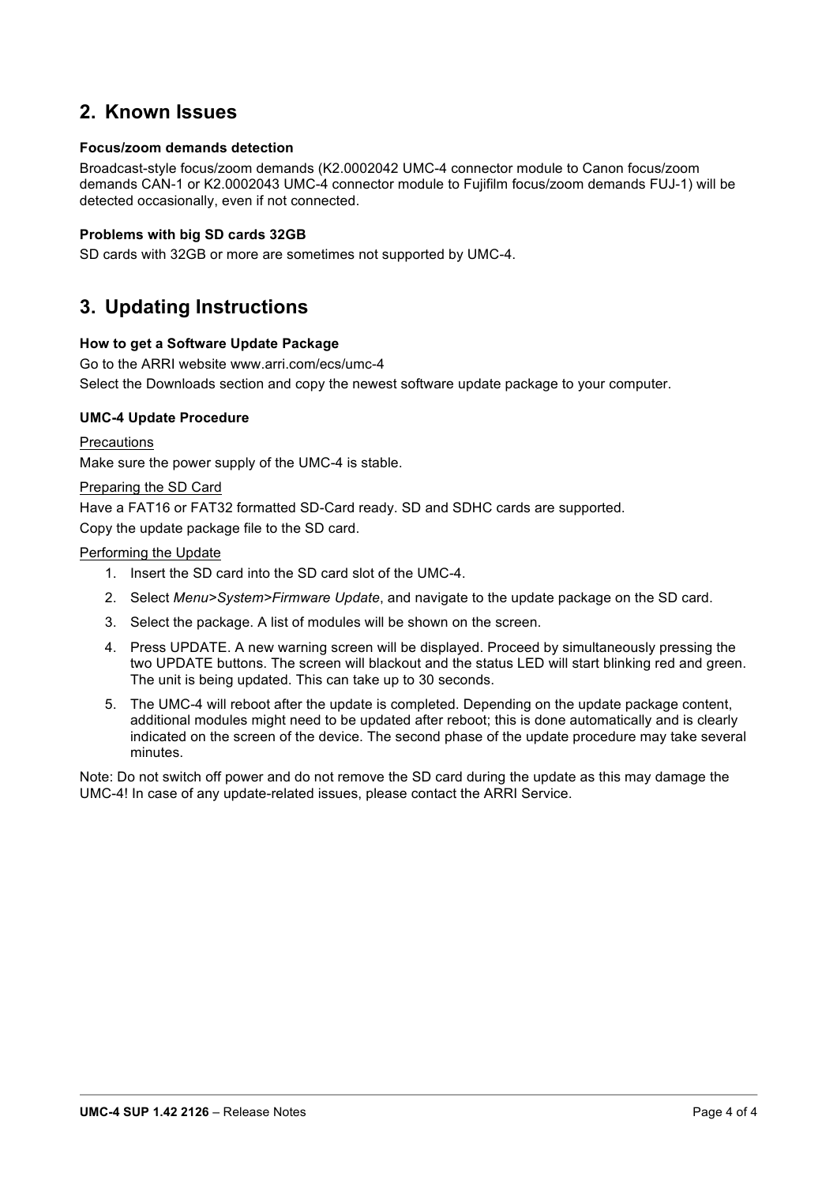## 2. Known Issues

**Focus/zoom demands detection**

Broadcast-style focus/zoom demands (K2.0002042 UMC-4 connector module to Canon focus/zoom demands CAN-1 or K2.0002043 UMC-4 connector module to Fujifilm focus/zoom demands FUJ-1) will be detected occasionally, even if not connected.

**Problems with big SD cards 32GB**

SD cards with 32GB or more are sometimes not supported by UMC-4.

## 3. Updating Instructions

**How to get a Software Update Package**

Go to the ARRI website www.arri.com/ecs/umc-4

Select the Downloads section and copy the newest software update package to your computer.

**UMC-4 Update Procedure**

Precautions

Make sure the power supply of the UMC-4 is stable.

Preparing the SD Card

Have a FAT16 or FAT32 formatted SD-Card ready. SD and SDHC cards are supported.

Copy the update package file to the SD card.

Performing the Update

1. Insert the SD card into the SD card slot of the UMC-4.
2. Select *Menu>System>Firmware Update*, and navigate to the update package on the SD card.
3. Select the package. A list of modules will be shown on the screen.
4. Press UPDATE. A new warning screen will be displayed. Proceed by simultaneously pressing the two UPDATE buttons. The screen will blackout and the status LED will start blinking red and green. The unit is being updated. This can take up to 30 seconds.
5. The UMC-4 will reboot after the update is completed. Depending on the update package content, additional modules might need to be updated after reboot; this is done automatically and is clearly indicated on the screen of the device. The second phase of the update procedure may take several minutes.

Note: Do not switch off power and do not remove the SD card during the update as this may damage the UMC-4! In case of any update-related issues, please contact the ARRI Service.